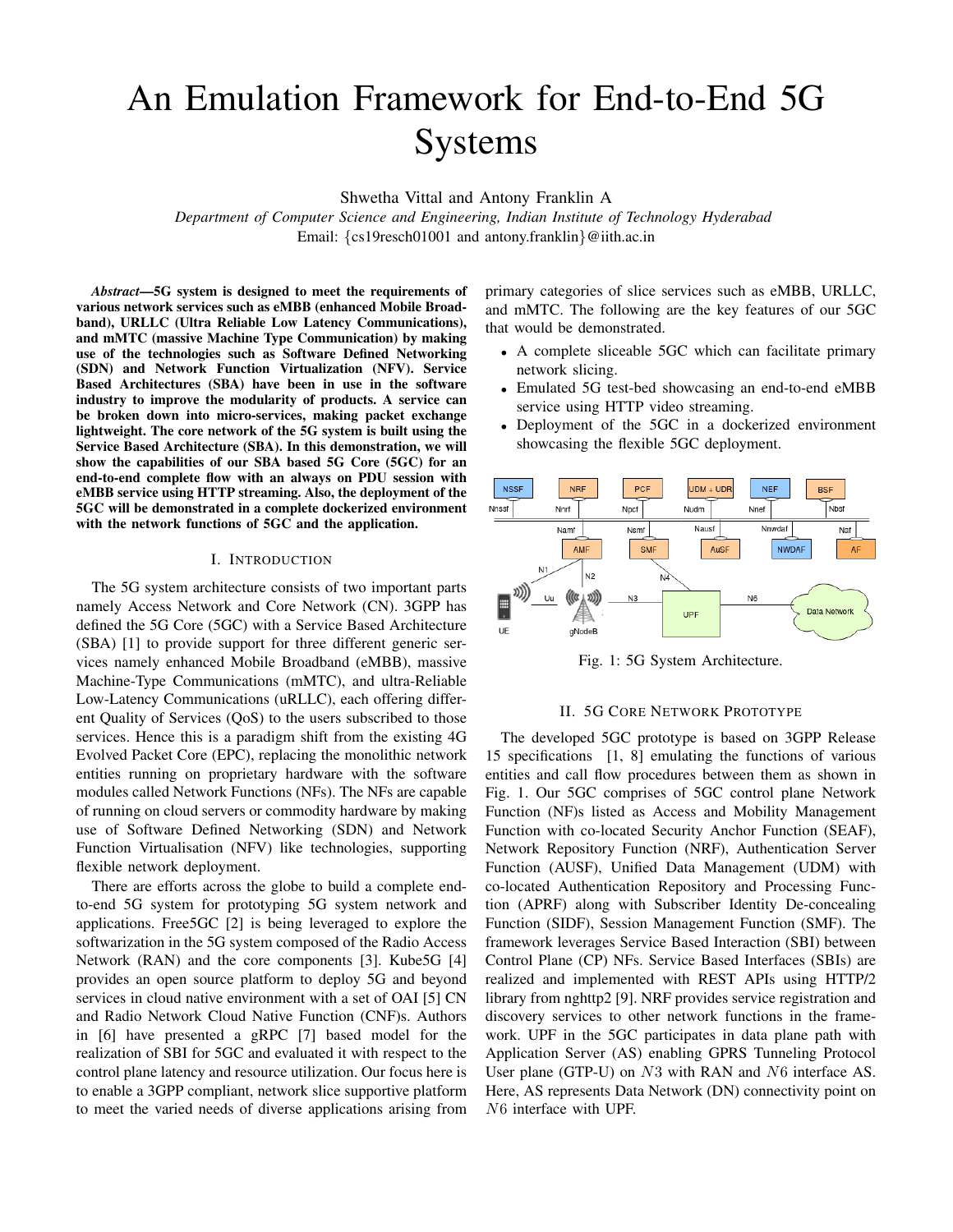# An Emulation Framework for End-to-End 5G Systems

Shwetha Vittal and Antony Franklin A

*Department of Computer Science and Engineering, Indian Institute of Technology Hyderabad*

Email: {cs19resch01001 and antony.franklin}@iith.ac.in

***Abstract*—5G system is designed to meet the requirements of various network services such as eMBB (enhanced Mobile Broadband), URLLC (Ultra Reliable Low Latency Communications), and mMTC (massive Machine Type Communication) by making use of the technologies such as Software Defined Networking (SDN) and Network Function Virtualization (NFV). Service Based Architectures (SBA) have been in use in the software industry to improve the modularity of products. A service can be broken down into micro-services, making packet exchange lightweight. The core network of the 5G system is built using the Service Based Architecture (SBA). In this demonstration, we will show the capabilities of our SBA based 5G Core (5GC) for an end-to-end complete flow with an always on PDU session with eMBB service using HTTP streaming. Also, the deployment of the 5GC will be demonstrated in a complete dockerized environment with the network functions of 5GC and the application.**

## I. Introduction

The 5G system architecture consists of two important parts namely Access Network and Core Network (CN). 3GPP has defined the 5G Core (5GC) with a Service Based Architecture (SBA) [1] to provide support for three different generic services namely enhanced Mobile Broadband (eMBB), massive Machine-Type Communications (mMTC), and ultra-Reliable Low-Latency Communications (uRLLC), each offering different Quality of Services (QoS) to the users subscribed to those services. Hence this is a paradigm shift from the existing 4G Evolved Packet Core (EPC), replacing the monolithic network entities running on proprietary hardware with the software modules called Network Functions (NFs). The NFs are capable of running on cloud servers or commodity hardware by making use of Software Defined Networking (SDN) and Network Function Virtualisation (NFV) like technologies, supporting flexible network deployment.

There are efforts across the globe to build a complete end-to-end 5G system for prototyping 5G system network and applications. Free5GC [2] is being leveraged to explore the softwarization in the 5G system composed of the Radio Access Network (RAN) and the core components [3]. Kube5G [4] provides an open source platform to deploy 5G and beyond services in cloud native environment with a set of OAI [5] CN and Radio Network Cloud Native Function (CNF)s. Authors in [6] have presented a gRPC [7] based model for the realization of SBI for 5GC and evaluated it with respect to the control plane latency and resource utilization. Our focus here is to enable a 3GPP compliant, network slice supportive platform to meet the varied needs of diverse applications arising from primary categories of slice services such as eMBB, URLLC, and mMTC. The following are the key features of our 5GC that would be demonstrated.

- A complete sliceable 5GC which can facilitate primary network slicing.
- Emulated 5G test-bed showcasing an end-to-end eMBB service using HTTP video streaming.
- Deployment of the 5GC in a dockerized environment showcasing the flexible 5GC deployment.

Fig. 1: 5G System Architecture.

## II. 5G Core Network Prototype

The developed 5GC prototype is based on 3GPP Release 15 specifications [1, 8] emulating the functions of various entities and call flow procedures between them as shown in Fig. 1. Our 5GC comprises of 5GC control plane Network Function (NF)s listed as Access and Mobility Management Function with co-located Security Anchor Function (SEAF), Network Repository Function (NRF), Authentication Server Function (AUSF), Unified Data Management (UDM) with co-located Authentication Repository and Processing Function (APRF) along with Subscriber Identity De-concealing Function (SIDF), Session Management Function (SMF). The framework leverages Service Based Interaction (SBI) between Control Plane (CP) NFs. Service Based Interfaces (SBIs) are realized and implemented with REST APIs using HTTP/2 library from nghttp2 [9]. NRF provides service registration and discovery services to other network functions in the framework. UPF in the 5GC participates in data plane path with Application Server (AS) enabling GPRS Tunneling Protocol User plane (GTP-U) on $N3$ with RAN and $N6$ interface AS. Here, AS represents Data Network (DN) connectivity point on $N6$ interface with UPF.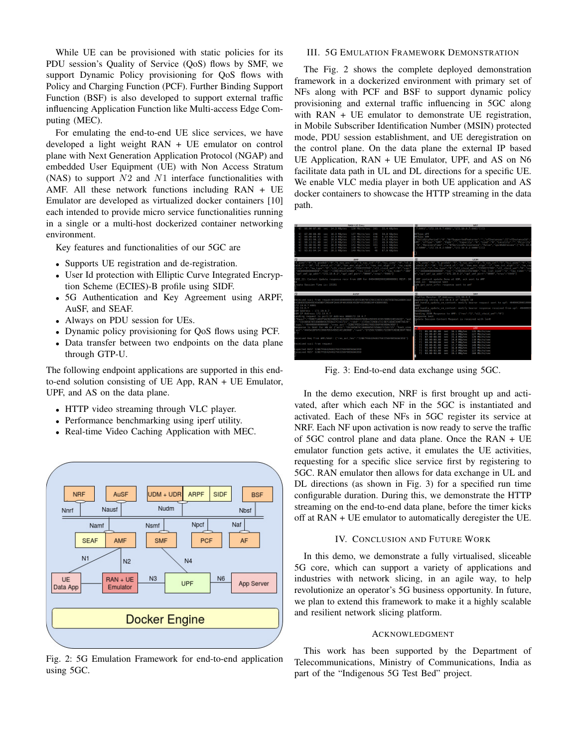While UE can be provisioned with static policies for its PDU session's Quality of Service (QoS) flows by SMF, we support Dynamic Policy provisioning for QoS flows with Policy and Charging Function (PCF). Further Binding Support Function (BSF) is also developed to support external traffic influencing Application Function like Multi-access Edge Computing (MEC).

For emulating the end-to-end UE slice services, we have developed a light weight RAN + UE emulator on control plane with Next Generation Application Protocol (NGAP) and embedded User Equipment (UE) with Non Access Stratum (NAS) to support $N2$ and $N1$ interface functionalities with AMF. All these network functions including RAN + UE Emulator are developed as virtualized docker containers [10] each intended to provide micro service functionalities running in a single or a multi-host dockerized container networking environment.

Key features and functionalities of our 5GC are

- Supports UE registration and de-registration.
- User Id protection with Elliptic Curve Integrated Encryption Scheme (ECIES)-B profile using SIDF.
- 5G Authentication and Key Agreement using ARPF, AuSF, and SEAF.
- Always on PDU session for UEs.
- Dynamic policy provisioning for QoS flows using PCF.
- Data transfer between two endpoints on the data plane through GTP-U.

The following endpoint applications are supported in this end-to-end solution consisting of UE App, RAN + UE Emulator, UPF, and AS on the data plane.

- HTTP video streaming through VLC player.
- Performance benchmarking using iperf utility.
- Real-time Video Caching Application with MEC.

Fig. 2: 5G Emulation Framework for end-to-end application using 5GC.

## III. 5G Emulation Framework Demonstration

The Fig. 2 shows the complete deployed demonstration framework in a dockerized environment with primary set of NFs along with PCF and BSF to support dynamic policy provisioning and external traffic influencing in 5GC along with RAN + UE emulator to demonstrate UE registration, in Mobile Subscriber Identification Number (MSIN) protected mode, PDU session establishment, and UE deregistration on the control plane. On the data plane the external IP based UE Application, RAN + UE Emulator, UPF, and AS on N6 facilitate data path in UL and DL directions for a specific UE. We enable VLC media player in both UE application and AS docker containers to showcase the HTTP streaming in the data path.

Fig. 3: End-to-end data exchange using 5GC.

In the demo execution, NRF is first brought up and activated, after which each NF in the 5GC is instantiated and activated. Each of these NFs in 5GC register its service at NRF. Each NF upon activation is now ready to serve the traffic of 5GC control plane and data plane. Once the RAN + UE emulator function gets active, it emulates the UE activities, requesting for a specific slice service first by registering to 5GC. RAN emulator then allows for data exchange in UL and DL directions (as shown in Fig. 3) for a specified run time configurable duration. During this, we demonstrate the HTTP streaming on the end-to-end data plane, before the timer kicks off at RAN + UE emulator to automatically deregister the UE.

## IV. Conclusion and Future Work

In this demo, we demonstrate a fully virtualised, sliceable 5G core, which can support a variety of applications and industries with network slicing, in an agile way, to help revolutionize an operator's 5G business opportunity. In future, we plan to extend this framework to make it a highly scalable and resilient network slicing platform.

## Acknowledgment

This work has been supported by the Department of Telecommunications, Ministry of Communications, India as part of the "Indigenous 5G Test Bed" project.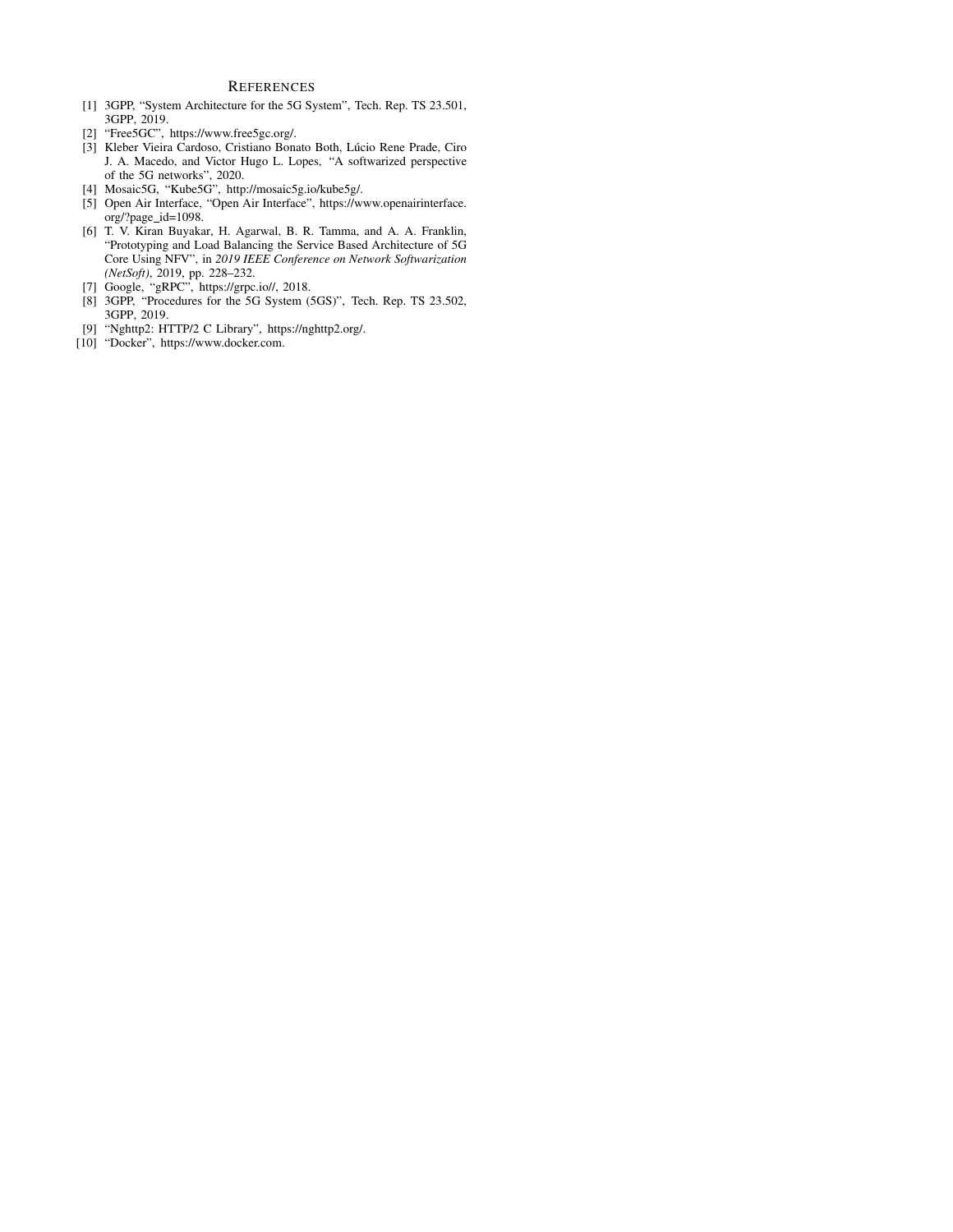## References

[1] 3GPP, "System Architecture for the 5G System", Tech. Rep. TS 23.501, 3GPP, 2019.

[2] "Free5GC", https://www.free5gc.org/.

[3] Kleber Vieira Cardoso, Cristiano Bonato Both, Lúcio Rene Prade, Ciro J. A. Macedo, and Victor Hugo L. Lopes, "A softwarized perspective of the 5G networks", 2020.

[4] Mosaic5G, "Kube5G", http://mosaic5g.io/kube5g/.

[5] Open Air Interface, "Open Air Interface", https://www.openairinterface.org/?page_id=1098.

[6] T. V. Kiran Buyakar, H. Agarwal, B. R. Tamma, and A. A. Franklin, "Prototyping and Load Balancing the Service Based Architecture of 5G Core Using NFV", in *2019 IEEE Conference on Network Softwarization (NetSoft)*, 2019, pp. 228–232.

[7] Google, "gRPC", https://grpc.io//, 2018.

[8] 3GPP, "Procedures for the 5G System (5GS)", Tech. Rep. TS 23.502, 3GPP, 2019.

[9] "Nghttp2: HTTP/2 C Library", https://nghttp2.org/.

[10] "Docker", https://www.docker.com.